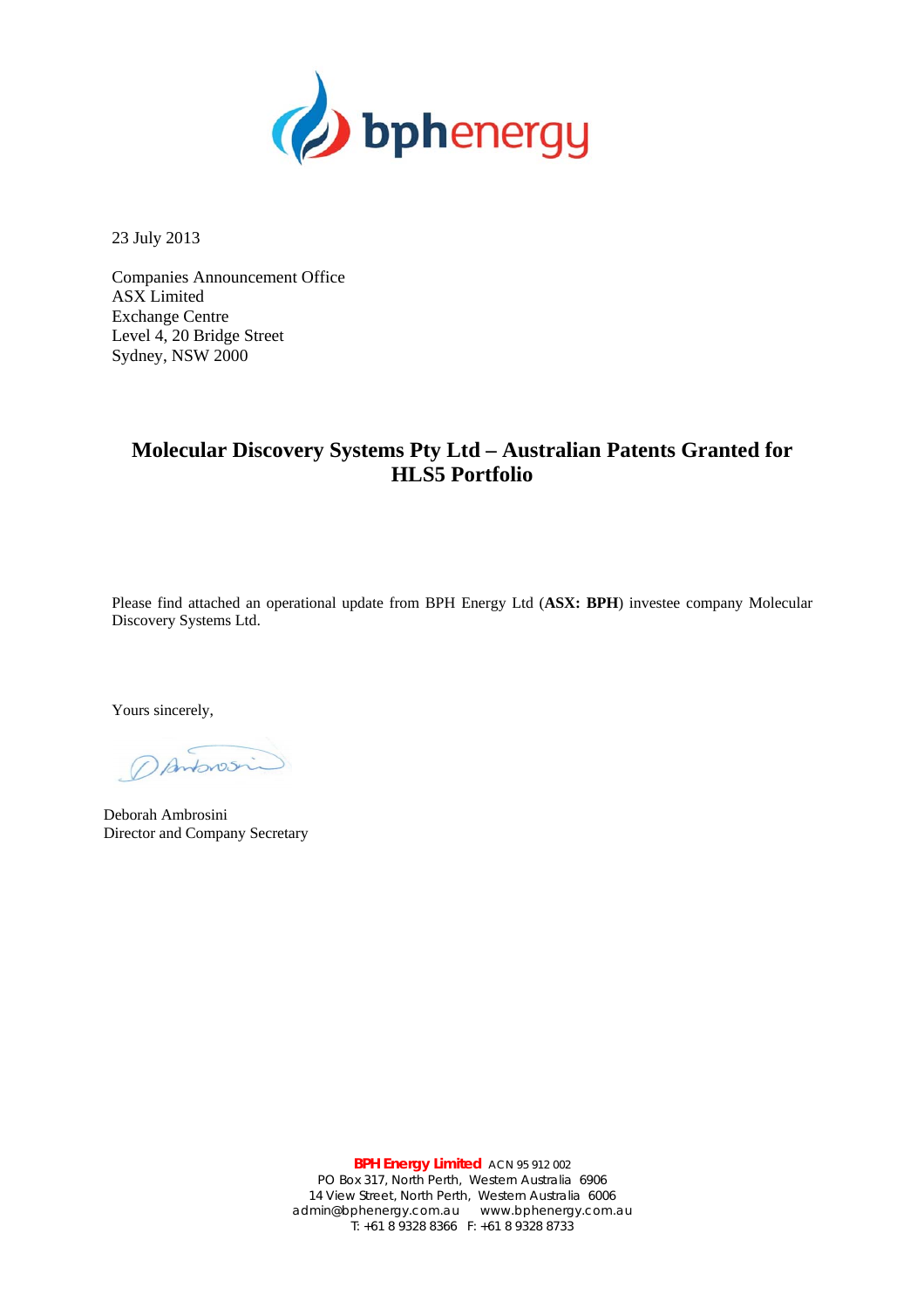23 July 2013

Companies Announcement Office
ASX Limited
Exchange Centre
Level 4, 20 Bridge Street
Sydney, NSW 2000

## Molecular Discovery Systems Pty Ltd – Australian Patents Granted for HLS5 Portfolio

Please find attached an operational update from BPH Energy Ltd (**ASX: BPH**) investee company Molecular Discovery Systems Ltd.

Yours sincerely,

Deborah Ambrosini
Director and Company Secretary

**BPH Energy Limited** ACN 95 912 002
PO Box 317, North Perth, Western Australia 6906
14 View Street, North Perth, Western Australia 6006
admin@bphenergy.com.au www.bphenergy.com.au
T: +61 8 9328 8366 F: +61 8 9328 8733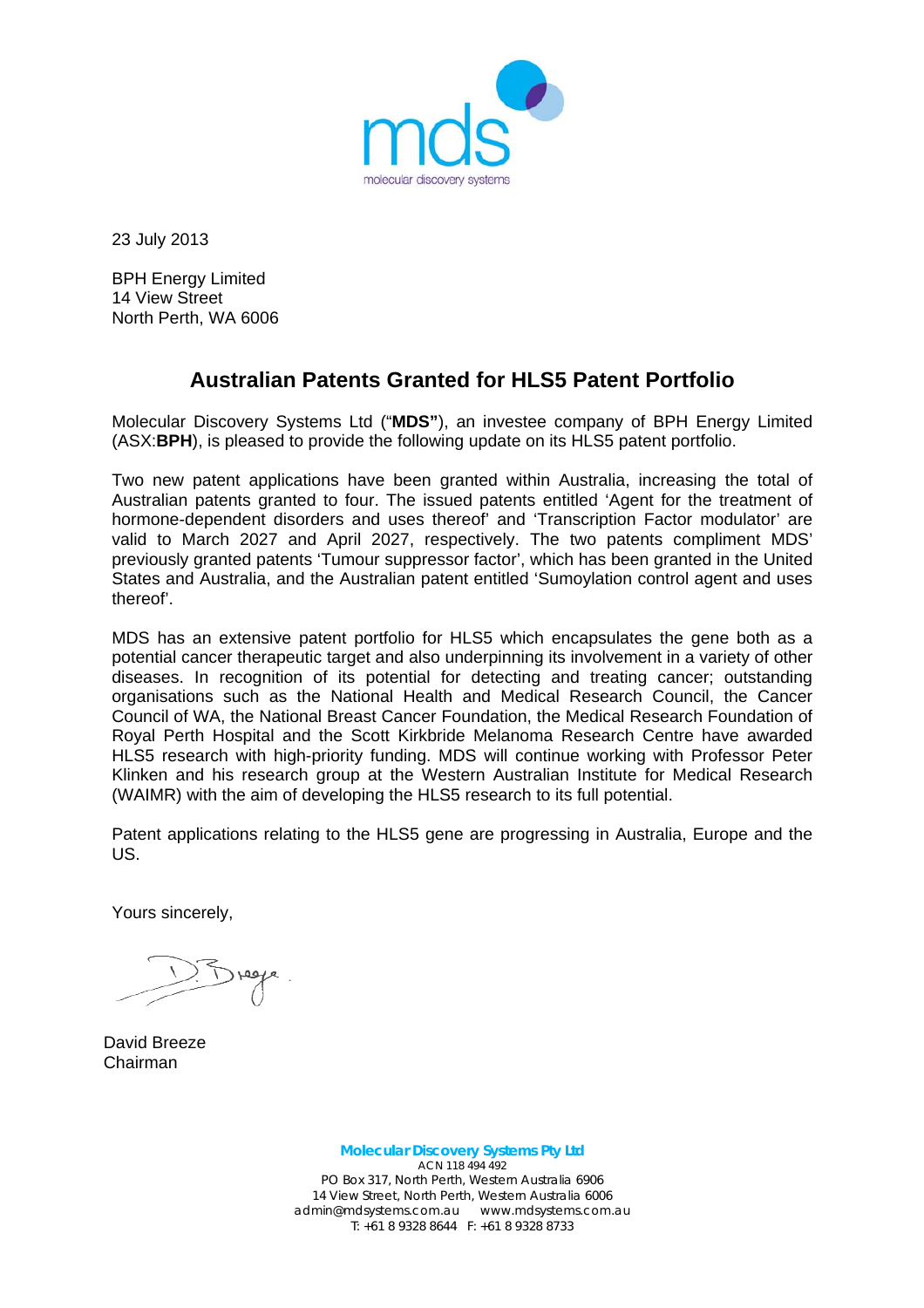mds

molecular discovery systems

23 July 2013

BPH Energy Limited
14 View Street
North Perth, WA 6006

## Australian Patents Granted for HLS5 Patent Portfolio

Molecular Discovery Systems Ltd ("**MDS"**), an investee company of BPH Energy Limited (ASX:**BPH**), is pleased to provide the following update on its HLS5 patent portfolio.

Two new patent applications have been granted within Australia, increasing the total of Australian patents granted to four. The issued patents entitled 'Agent for the treatment of hormone-dependent disorders and uses thereof' and 'Transcription Factor modulator' are valid to March 2027 and April 2027, respectively. The two patents compliment MDS' previously granted patents 'Tumour suppressor factor', which has been granted in the United States and Australia, and the Australian patent entitled 'Sumoylation control agent and uses thereof'.

MDS has an extensive patent portfolio for HLS5 which encapsulates the gene both as a potential cancer therapeutic target and also underpinning its involvement in a variety of other diseases. In recognition of its potential for detecting and treating cancer; outstanding organisations such as the National Health and Medical Research Council, the Cancer Council of WA, the National Breast Cancer Foundation, the Medical Research Foundation of Royal Perth Hospital and the Scott Kirkbride Melanoma Research Centre have awarded HLS5 research with high-priority funding. MDS will continue working with Professor Peter Klinken and his research group at the Western Australian Institute for Medical Research (WAIMR) with the aim of developing the HLS5 research to its full potential.

Patent applications relating to the HLS5 gene are progressing in Australia, Europe and the US.

Yours sincerely,

David Breeze
Chairman

**Molecular Discovery Systems Pty Ltd**
ACN 118 494 492
PO Box 317, North Perth, Western Australia 6906
14 View Street, North Perth, Western Australia 6006
admin@mdsystems.com.au www.mdsystems.com.au
T: +61 8 9328 8644 F: +61 8 9328 8733